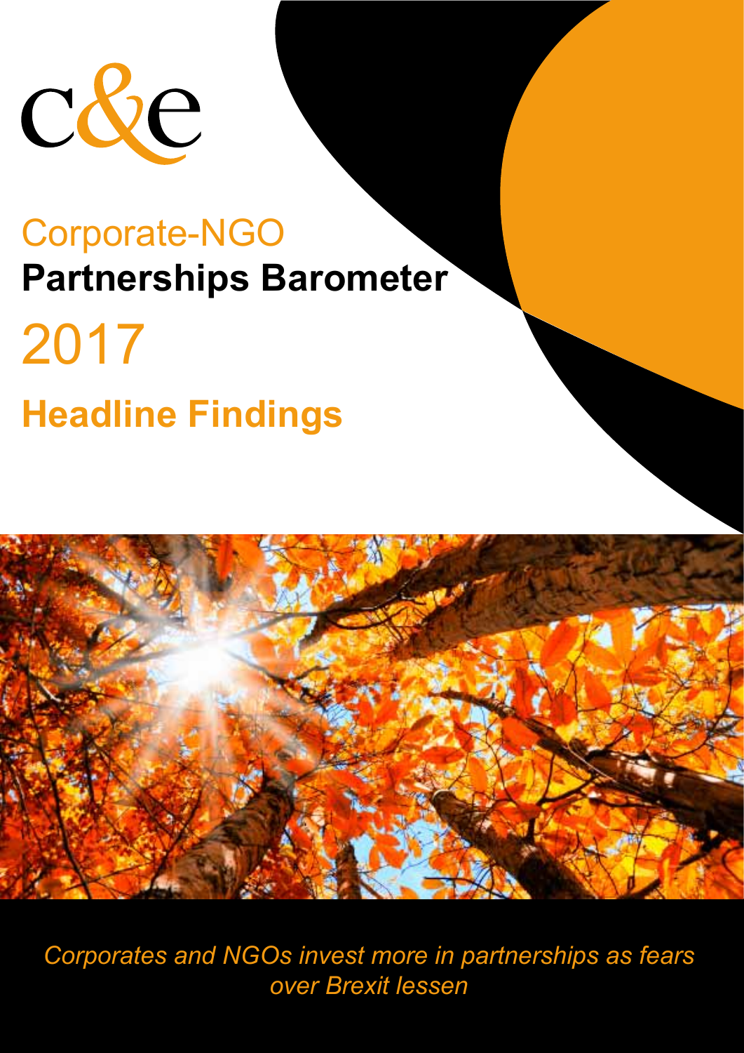c&e

# Corporate-NGO Partnerships Barometer 2017

## Headline Findings

*Corporates and NGOs invest more in partnerships as fears over Brexit lessen*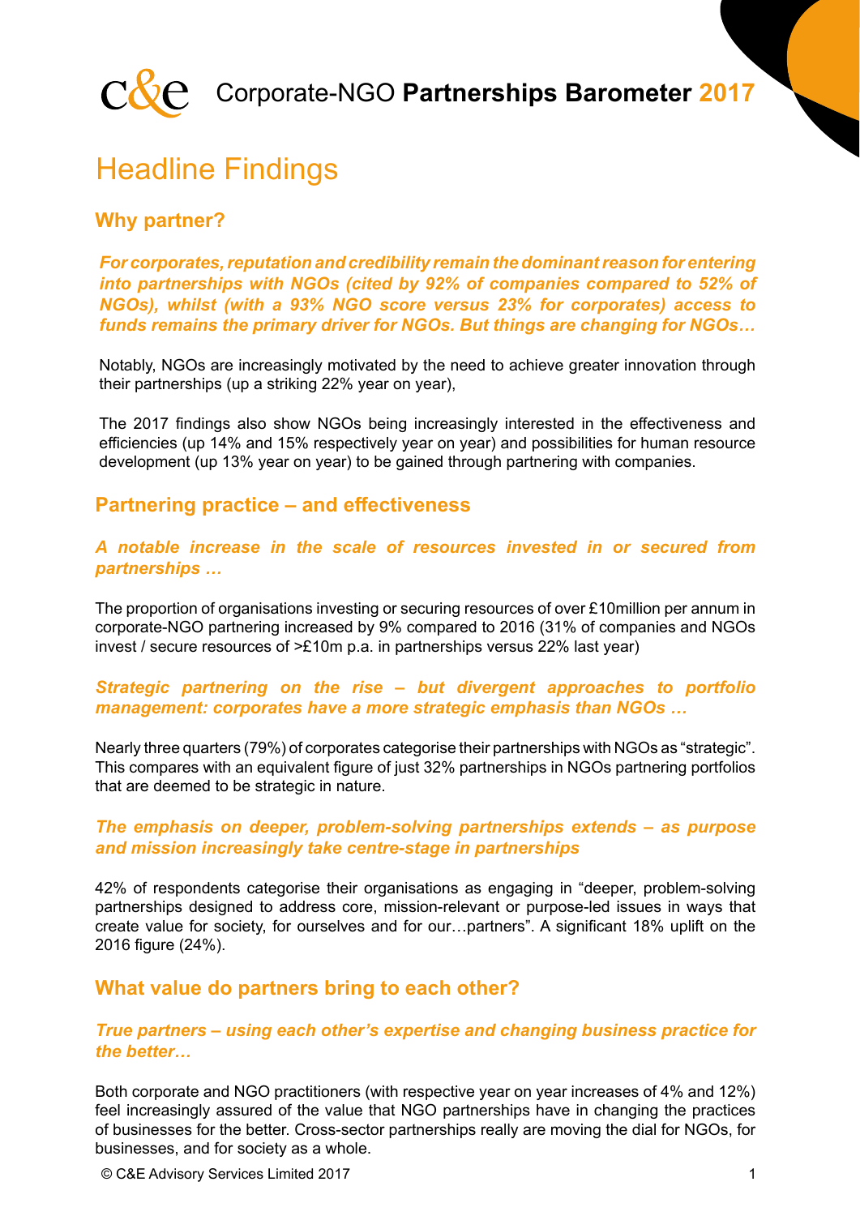c&e Corporate-NGO **Partnerships Barometer 2017**

# Headline Findings

## Why partner?

***For corporates, reputation and credibility remain the dominant reason for entering into partnerships with NGOs (cited by 92% of companies compared to 52% of NGOs), whilst (with a 93% NGO score versus 23% for corporates) access to funds remains the primary driver for NGOs. But things are changing for NGOs…***

Notably, NGOs are increasingly motivated by the need to achieve greater innovation through their partnerships (up a striking 22% year on year),

The 2017 findings also show NGOs being increasingly interested in the effectiveness and efficiencies (up 14% and 15% respectively year on year) and possibilities for human resource development (up 13% year on year) to be gained through partnering with companies.

## Partnering practice – and effectiveness

***A notable increase in the scale of resources invested in or secured from partnerships …***

The proportion of organisations investing or securing resources of over £10million per annum in corporate-NGO partnering increased by 9% compared to 2016 (31% of companies and NGOs invest / secure resources of >£10m p.a. in partnerships versus 22% last year)

***Strategic partnering on the rise – but divergent approaches to portfolio management: corporates have a more strategic emphasis than NGOs …***

Nearly three quarters (79%) of corporates categorise their partnerships with NGOs as "strategic". This compares with an equivalent figure of just 32% partnerships in NGOs partnering portfolios that are deemed to be strategic in nature.

***The emphasis on deeper, problem-solving partnerships extends – as purpose and mission increasingly take centre-stage in partnerships***

42% of respondents categorise their organisations as engaging in "deeper, problem-solving partnerships designed to address core, mission-relevant or purpose-led issues in ways that create value for society, for ourselves and for our…partners". A significant 18% uplift on the 2016 figure (24%).

## What value do partners bring to each other?

***True partners – using each other's expertise and changing business practice for the better…***

Both corporate and NGO practitioners (with respective year on year increases of 4% and 12%) feel increasingly assured of the value that NGO partnerships have in changing the practices of businesses for the better. Cross-sector partnerships really are moving the dial for NGOs, for businesses, and for society as a whole.

© C&E Advisory Services Limited 2017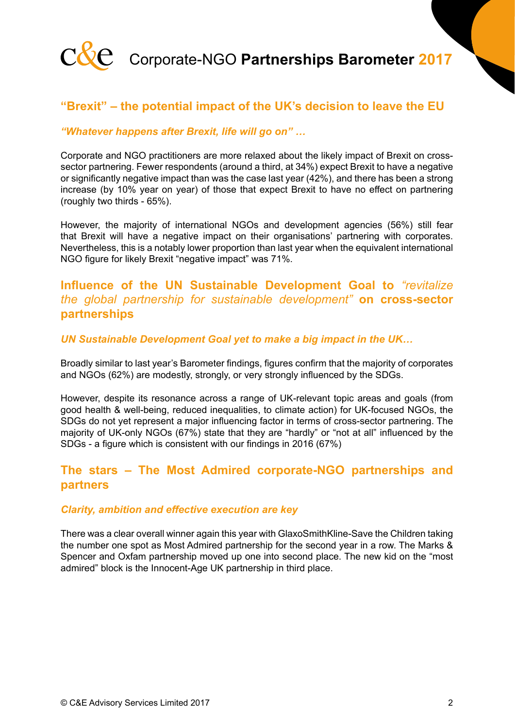## “Brexit” – the potential impact of the UK’s decision to leave the EU

*“Whatever happens after Brexit, life will go on” …*

Corporate and NGO practitioners are more relaxed about the likely impact of Brexit on cross-sector partnering. Fewer respondents (around a third, at 34%) expect Brexit to have a negative or significantly negative impact than was the case last year (42%), and there has been a strong increase (by 10% year on year) of those that expect Brexit to have no effect on partnering (roughly two thirds - 65%).

However, the majority of international NGOs and development agencies (56%) still fear that Brexit will have a negative impact on their organisations’ partnering with corporates. Nevertheless, this is a notably lower proportion than last year when the equivalent international NGO figure for likely Brexit “negative impact” was 71%.

## Influence of the UN Sustainable Development Goal to *“revitalize the global partnership for sustainable development”* on cross-sector partnerships

*UN Sustainable Development Goal yet to make a big impact in the UK…*

Broadly similar to last year’s Barometer findings, figures confirm that the majority of corporates and NGOs (62%) are modestly, strongly, or very strongly influenced by the SDGs.

However, despite its resonance across a range of UK-relevant topic areas and goals (from good health & well-being, reduced inequalities, to climate action) for UK-focused NGOs, the SDGs do not yet represent a major influencing factor in terms of cross-sector partnering. The majority of UK-only NGOs (67%) state that they are “hardly” or “not at all” influenced by the SDGs - a figure which is consistent with our findings in 2016 (67%)

## The stars – The Most Admired corporate-NGO partnerships and partners

*Clarity, ambition and effective execution are key*

There was a clear overall winner again this year with GlaxoSmithKline-Save the Children taking the number one spot as Most Admired partnership for the second year in a row. The Marks & Spencer and Oxfam partnership moved up one into second place. The new kid on the “most admired” block is the Innocent-Age UK partnership in third place.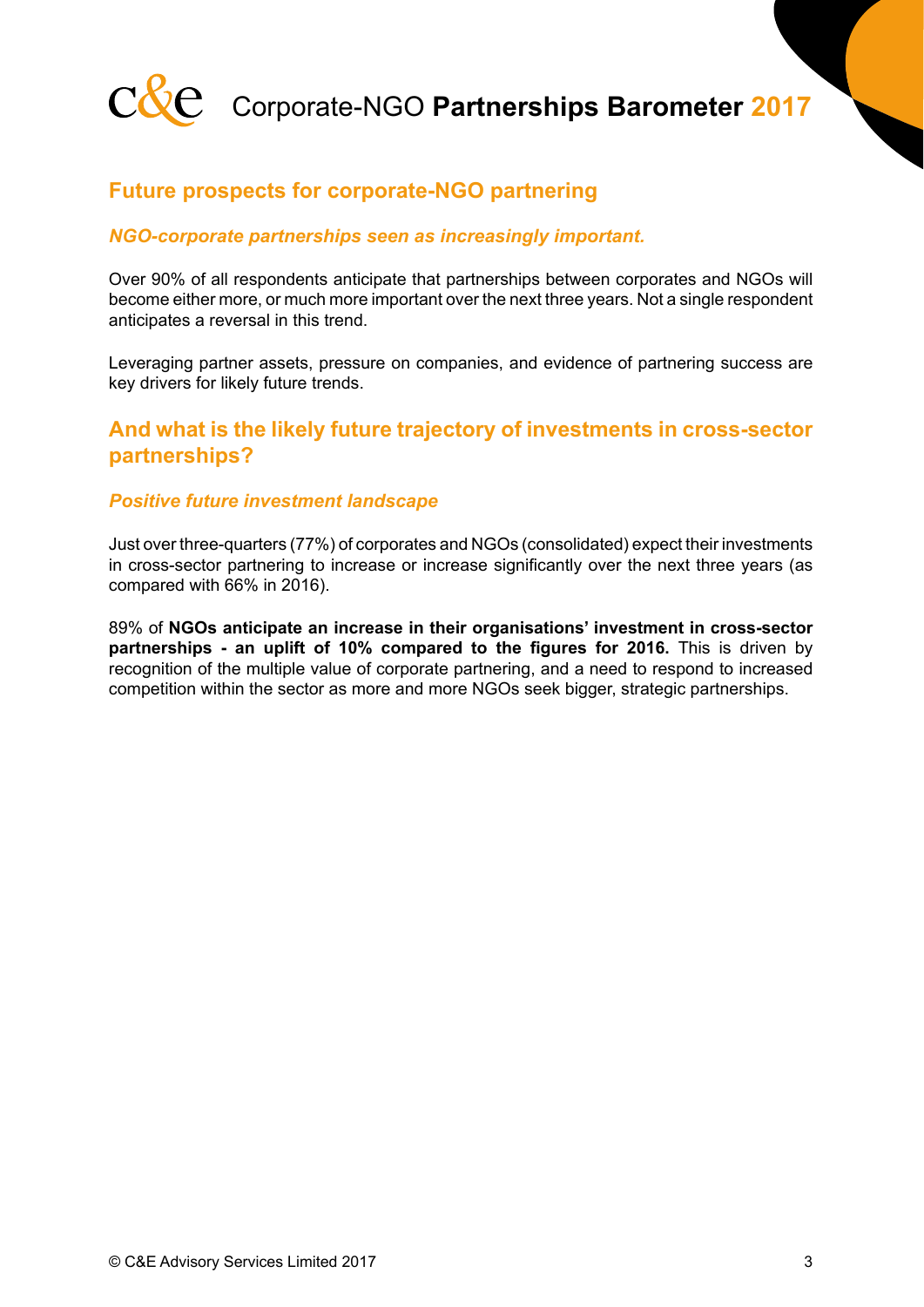## Future prospects for corporate-NGO partnering

### *NGO-corporate partnerships seen as increasingly important.*

Over 90% of all respondents anticipate that partnerships between corporates and NGOs will become either more, or much more important over the next three years. Not a single respondent anticipates a reversal in this trend.

Leveraging partner assets, pressure on companies, and evidence of partnering success are key drivers for likely future trends.

## And what is the likely future trajectory of investments in cross-sector partnerships?

### *Positive future investment landscape*

Just over three-quarters (77%) of corporates and NGOs (consolidated) expect their investments in cross-sector partnering to increase or increase significantly over the next three years (as compared with 66% in 2016).

89% of **NGOs anticipate an increase in their organisations' investment in cross-sector partnerships - an uplift of 10% compared to the figures for 2016.** This is driven by recognition of the multiple value of corporate partnering, and a need to respond to increased competition within the sector as more and more NGOs seek bigger, strategic partnerships.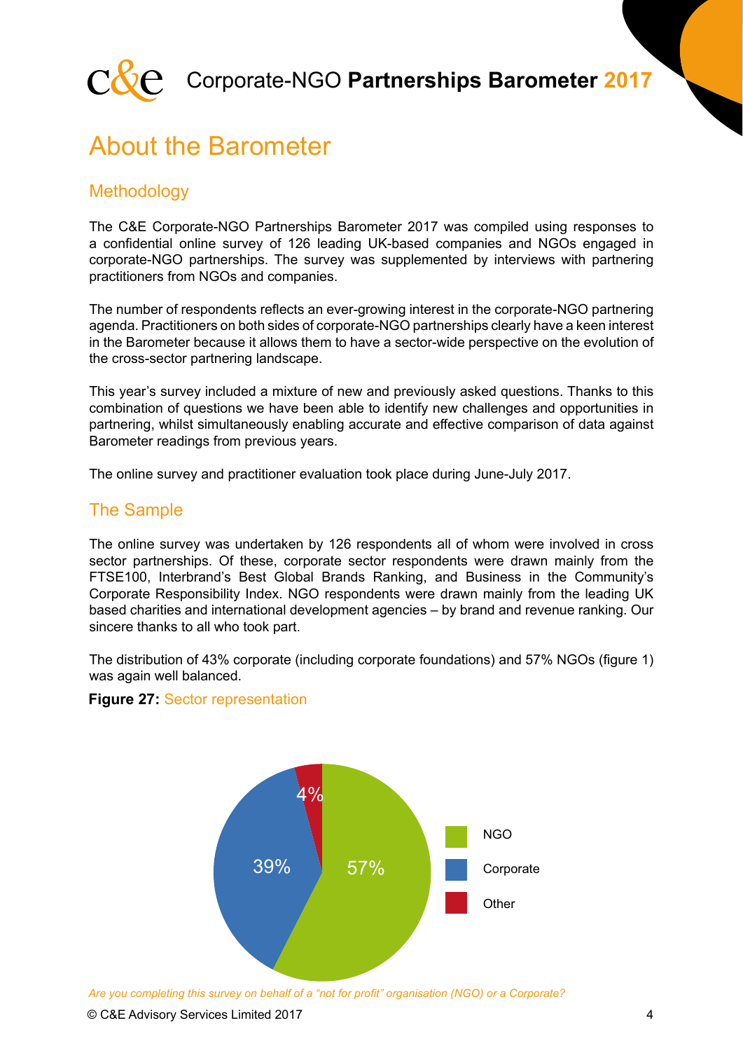## About the Barometer

### Methodology

The C&E Corporate-NGO Partnerships Barometer 2017 was compiled using responses to a confidential online survey of 126 leading UK-based companies and NGOs engaged in corporate-NGO partnerships. The survey was supplemented by interviews with partnering practitioners from NGOs and companies.

The number of respondents reflects an ever-growing interest in the corporate-NGO partnering agenda. Practitioners on both sides of corporate-NGO partnerships clearly have a keen interest in the Barometer because it allows them to have a sector-wide perspective on the evolution of the cross-sector partnering landscape.

This year's survey included a mixture of new and previously asked questions. Thanks to this combination of questions we have been able to identify new challenges and opportunities in partnering, whilst simultaneously enabling accurate and effective comparison of data against Barometer readings from previous years.

The online survey and practitioner evaluation took place during June-July 2017.

### The Sample

The online survey was undertaken by 126 respondents all of whom were involved in cross sector partnerships. Of these, corporate sector respondents were drawn mainly from the FTSE100, Interbrand's Best Global Brands Ranking, and Business in the Community's Corporate Responsibility Index. NGO respondents were drawn mainly from the leading UK based charities and international development agencies – by brand and revenue ranking. Our sincere thanks to all who took part.

The distribution of 43% corporate (including corporate foundations) and 57% NGOs (figure 1) was again well balanced.

**Figure 27:** Sector representation

| Sector | Share |
|---|---|
| NGO | 57% |
| Corporate | 39% |
| Other | 4% |

*Are you completing this survey on behalf of a "not for profit" organisation (NGO) or a Corporate?*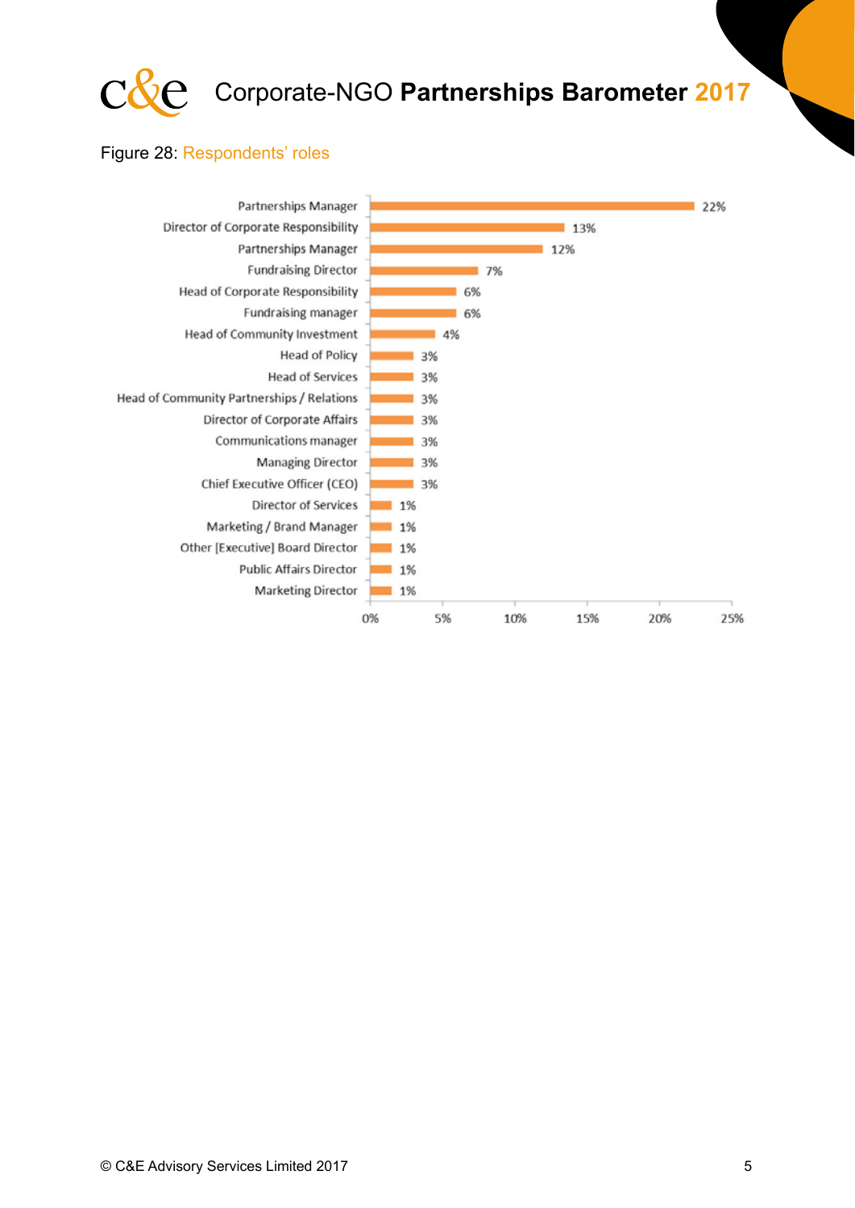Figure 28: Respondents' roles

| Role | Percentage |
|---|---|
| Partnerships Manager | 22% |
| Director of Corporate Responsibility | 13% |
| Partnerships Manager | 12% |
| Fundraising Director | 7% |
| Head of Corporate Responsibility | 6% |
| Fundraising manager | 6% |
| Head of Community Investment | 4% |
| Head of Policy | 3% |
| Head of Services | 3% |
| Head of Community Partnerships / Relations | 3% |
| Director of Corporate Affairs | 3% |
| Communications manager | 3% |
| Managing Director | 3% |
| Chief Executive Officer (CEO) | 3% |
| Director of Services | 1% |
| Marketing / Brand Manager | 1% |
| Other [Executive] Board Director | 1% |
| Public Affairs Director | 1% |
| Marketing Director | 1% |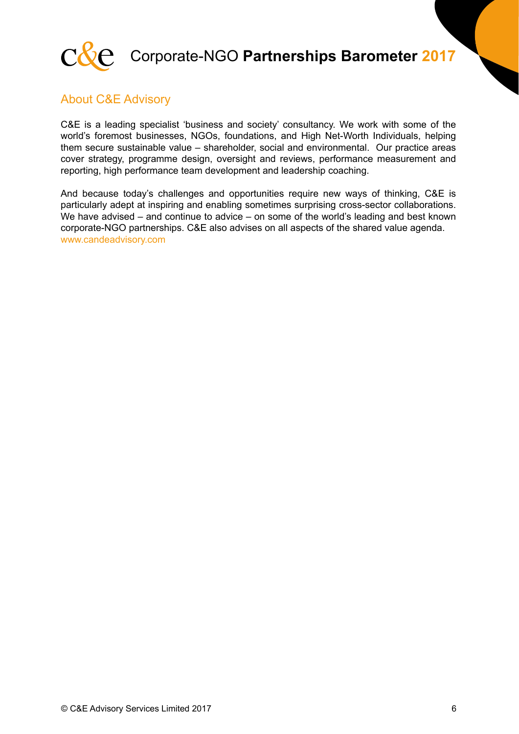## About C&E Advisory

C&E is a leading specialist 'business and society' consultancy. We work with some of the world's foremost businesses, NGOs, foundations, and High Net-Worth Individuals, helping them secure sustainable value – shareholder, social and environmental. Our practice areas cover strategy, programme design, oversight and reviews, performance measurement and reporting, high performance team development and leadership coaching.

And because today's challenges and opportunities require new ways of thinking, C&E is particularly adept at inspiring and enabling sometimes surprising cross-sector collaborations. We have advised – and continue to advice – on some of the world's leading and best known corporate-NGO partnerships. C&E also advises on all aspects of the shared value agenda.
www.candeadvisory.com

© C&E Advisory Services Limited 2017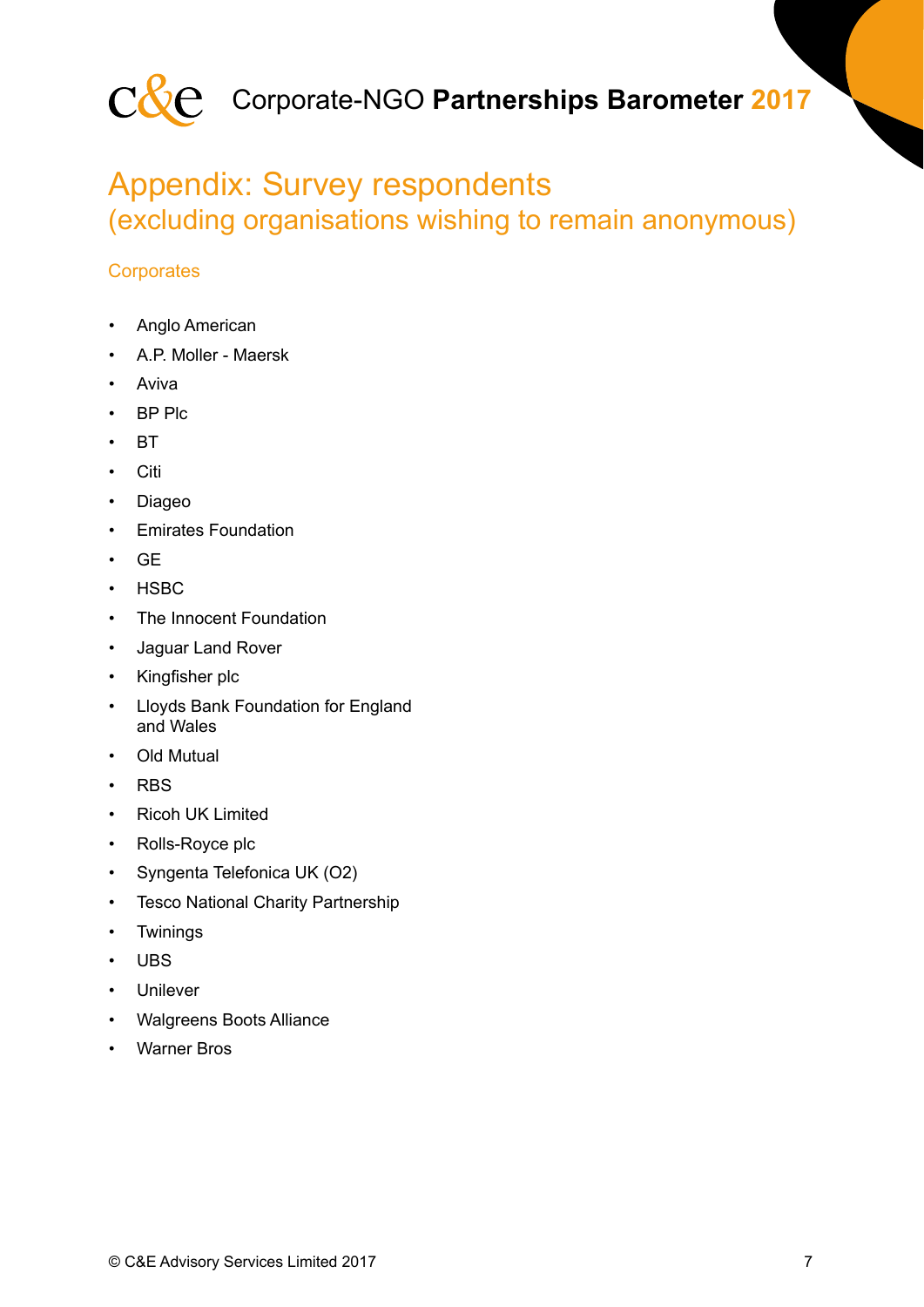# Appendix: Survey respondents
## (excluding organisations wishing to remain anonymous)

### Corporates

- Anglo American
- A.P. Moller - Maersk
- Aviva
- BP Plc
- BT
- Citi
- Diageo
- Emirates Foundation
- GE
- HSBC
- The Innocent Foundation
- Jaguar Land Rover
- Kingfisher plc
- Lloyds Bank Foundation for England and Wales
- Old Mutual
- RBS
- Ricoh UK Limited
- Rolls-Royce plc
- Syngenta Telefonica UK (O2)
- Tesco National Charity Partnership
- Twinings
- UBS
- Unilever
- Walgreens Boots Alliance
- Warner Bros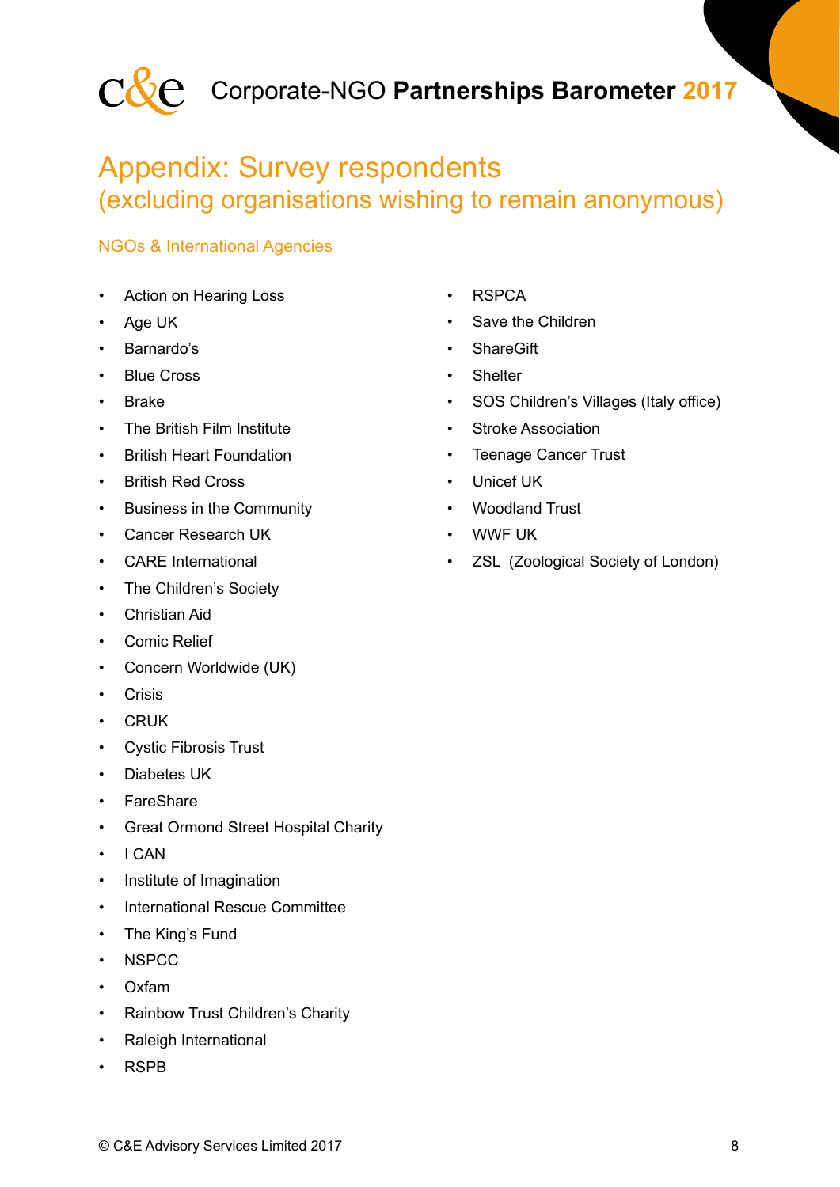# Appendix: Survey respondents
## (excluding organisations wishing to remain anonymous)

### NGOs & International Agencies

- Action on Hearing Loss
- Age UK
- Barnardo's
- Blue Cross
- Brake
- The British Film Institute
- British Heart Foundation
- British Red Cross
- Business in the Community
- Cancer Research UK
- CARE International
- The Children's Society
- Christian Aid
- Comic Relief
- Concern Worldwide (UK)
- Crisis
- CRUK
- Cystic Fibrosis Trust
- Diabetes UK
- FareShare
- Great Ormond Street Hospital Charity
- I CAN
- Institute of Imagination
- International Rescue Committee
- The King's Fund
- NSPCC
- Oxfam
- Rainbow Trust Children's Charity
- Raleigh International
- RSPB
- RSPCA
- Save the Children
- ShareGift
- Shelter
- SOS Children's Villages (Italy office)
- Stroke Association
- Teenage Cancer Trust
- Unicef UK
- Woodland Trust
- WWF UK
- ZSL (Zoological Society of London)